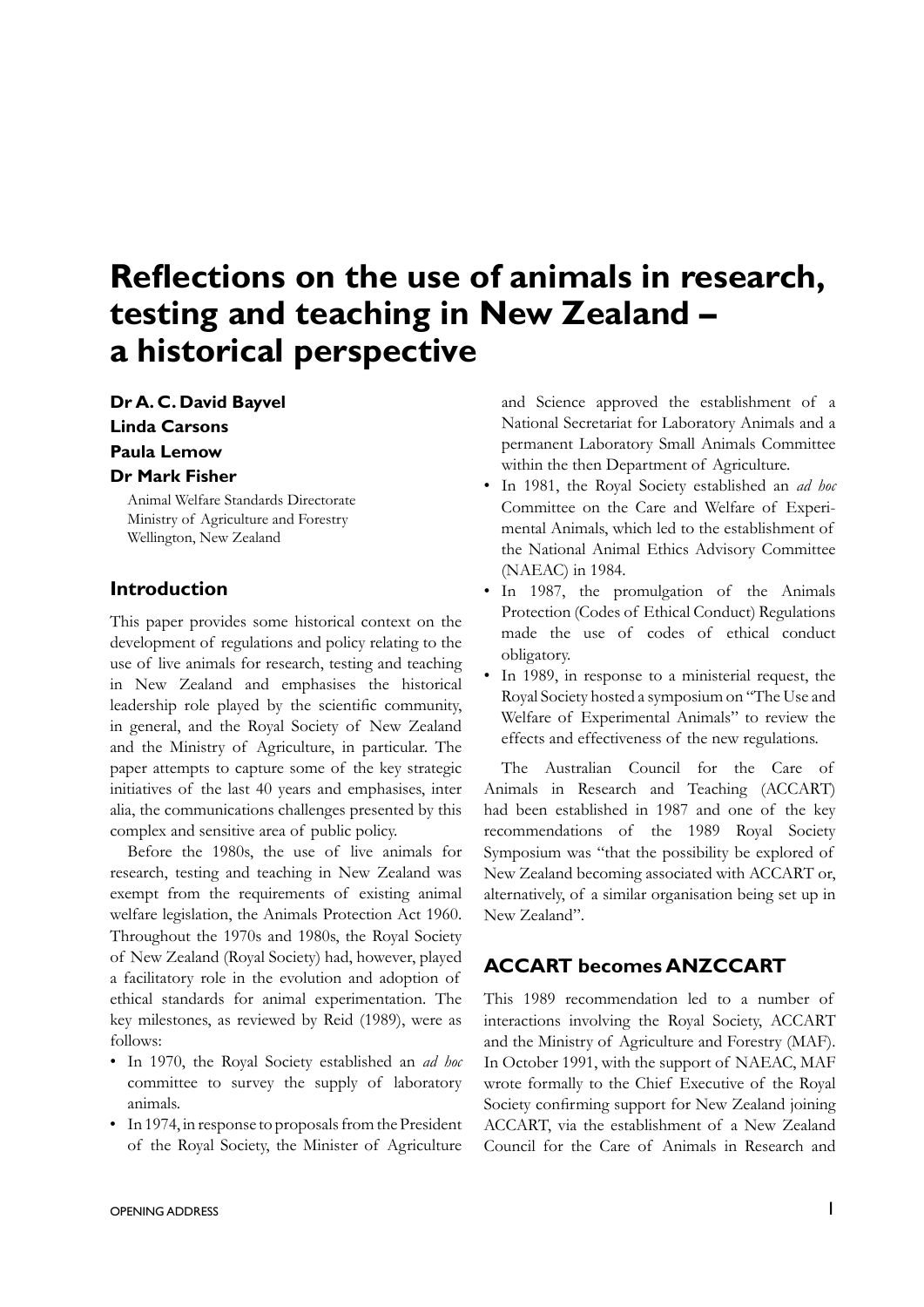# Reflections on the use of animals in research, testing and teaching in New Zealand – a historical perspective

**Dr A. C. David Bayvel**
**Linda Carsons**
**Paula Lemow**
**Dr Mark Fisher**

Animal Welfare Standards Directorate
Ministry of Agriculture and Forestry
Wellington, New Zealand

## Introduction

This paper provides some historical context on the development of regulations and policy relating to the use of live animals for research, testing and teaching in New Zealand and emphasises the historical leadership role played by the scientific community, in general, and the Royal Society of New Zealand and the Ministry of Agriculture, in particular. The paper attempts to capture some of the key strategic initiatives of the last 40 years and emphasises, inter alia, the communications challenges presented by this complex and sensitive area of public policy.

Before the 1980s, the use of live animals for research, testing and teaching in New Zealand was exempt from the requirements of existing animal welfare legislation, the Animals Protection Act 1960. Throughout the 1970s and 1980s, the Royal Society of New Zealand (Royal Society) had, however, played a facilitatory role in the evolution and adoption of ethical standards for animal experimentation. The key milestones, as reviewed by Reid (1989), were as follows:

- In 1970, the Royal Society established an *ad hoc* committee to survey the supply of laboratory animals.
- In 1974, in response to proposals from the President of the Royal Society, the Minister of Agriculture and Science approved the establishment of a National Secretariat for Laboratory Animals and a permanent Laboratory Small Animals Committee within the then Department of Agriculture.
- In 1981, the Royal Society established an *ad hoc* Committee on the Care and Welfare of Experimental Animals, which led to the establishment of the National Animal Ethics Advisory Committee (NAEAC) in 1984.
- In 1987, the promulgation of the Animals Protection (Codes of Ethical Conduct) Regulations made the use of codes of ethical conduct obligatory.
- In 1989, in response to a ministerial request, the Royal Society hosted a symposium on "The Use and Welfare of Experimental Animals" to review the effects and effectiveness of the new regulations.

The Australian Council for the Care of Animals in Research and Teaching (ACCART) had been established in 1987 and one of the key recommendations of the 1989 Royal Society Symposium was "that the possibility be explored of New Zealand becoming associated with ACCART or, alternatively, of a similar organisation being set up in New Zealand".

## ACCART becomes ANZCCART

This 1989 recommendation led to a number of interactions involving the Royal Society, ACCART and the Ministry of Agriculture and Forestry (MAF). In October 1991, with the support of NAEAC, MAF wrote formally to the Chief Executive of the Royal Society confirming support for New Zealand joining ACCART, via the establishment of a New Zealand Council for the Care of Animals in Research and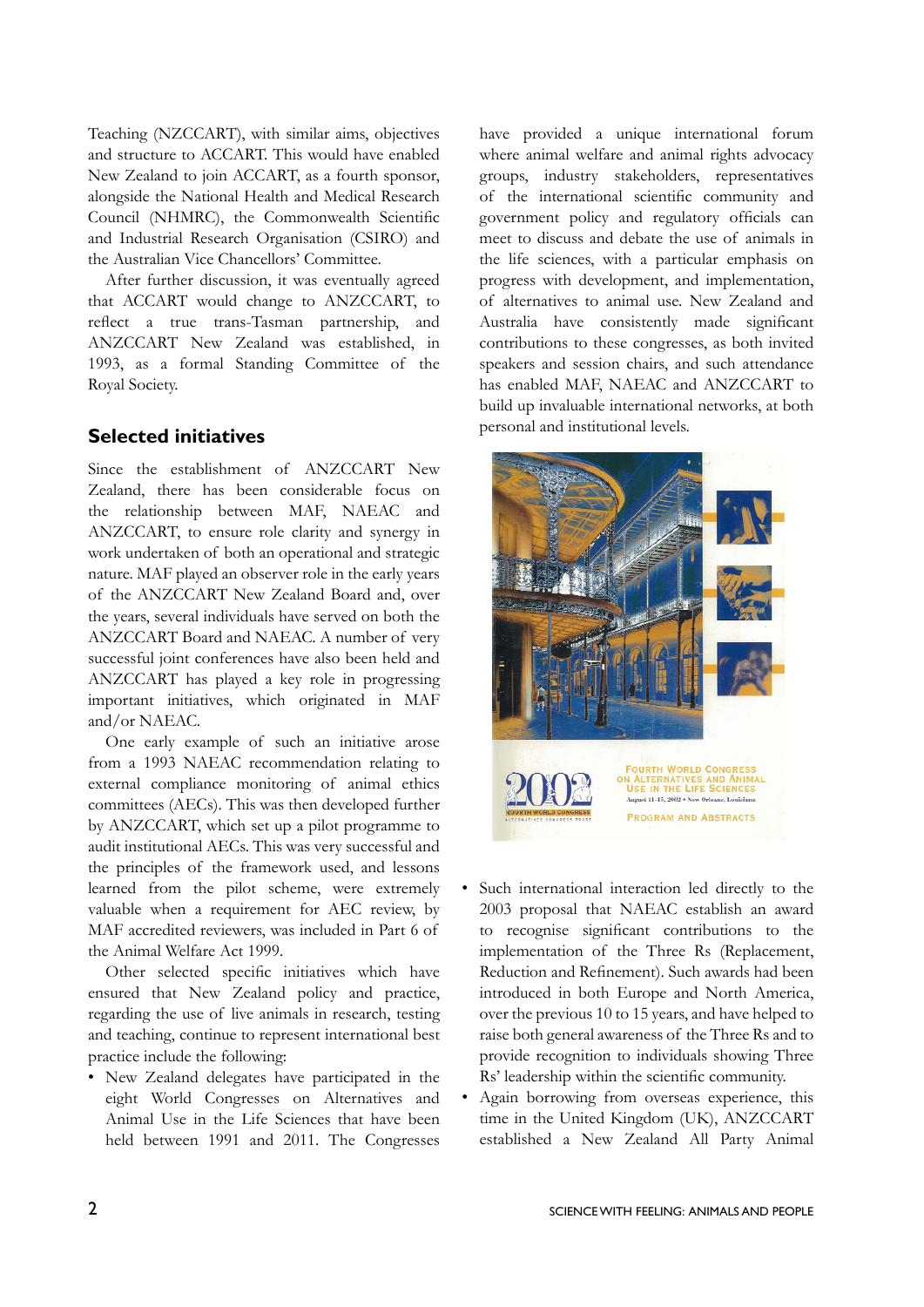Teaching (NZCCART), with similar aims, objectives and structure to ACCART. This would have enabled New Zealand to join ACCART, as a fourth sponsor, alongside the National Health and Medical Research Council (NHMRC), the Commonwealth Scientific and Industrial Research Organisation (CSIRO) and the Australian Vice Chancellors' Committee.

After further discussion, it was eventually agreed that ACCART would change to ANZCCART, to reflect a true trans-Tasman partnership, and ANZCCART New Zealand was established, in 1993, as a formal Standing Committee of the Royal Society.

## Selected initiatives

Since the establishment of ANZCCART New Zealand, there has been considerable focus on the relationship between MAF, NAEAC and ANZCCART, to ensure role clarity and synergy in work undertaken of both an operational and strategic nature. MAF played an observer role in the early years of the ANZCCART New Zealand Board and, over the years, several individuals have served on both the ANZCCART Board and NAEAC. A number of very successful joint conferences have also been held and ANZCCART has played a key role in progressing important initiatives, which originated in MAF and/or NAEAC.

One early example of such an initiative arose from a 1993 NAEAC recommendation relating to external compliance monitoring of animal ethics committees (AECs). This was then developed further by ANZCCART, which set up a pilot programme to audit institutional AECs. This was very successful and the principles of the framework used, and lessons learned from the pilot scheme, were extremely valuable when a requirement for AEC review, by MAF accredited reviewers, was included in Part 6 of the Animal Welfare Act 1999.

Other selected specific initiatives which have ensured that New Zealand policy and practice, regarding the use of live animals in research, testing and teaching, continue to represent international best practice include the following:

- New Zealand delegates have participated in the eight World Congresses on Alternatives and Animal Use in the Life Sciences that have been held between 1991 and 2011. The Congresses have provided a unique international forum where animal welfare and animal rights advocacy groups, industry stakeholders, representatives of the international scientific community and government policy and regulatory officials can meet to discuss and debate the use of animals in the life sciences, with a particular emphasis on progress with development, and implementation, of alternatives to animal use. New Zealand and Australia have consistently made significant contributions to these congresses, as both invited speakers and session chairs, and such attendance has enabled MAF, NAEAC and ANZCCART to build up invaluable international networks, at both personal and institutional levels.
- Such international interaction led directly to the 2003 proposal that NAEAC establish an award to recognise significant contributions to the implementation of the Three Rs (Replacement, Reduction and Refinement). Such awards had been introduced in both Europe and North America, over the previous 10 to 15 years, and have helped to raise both general awareness of the Three Rs and to provide recognition to individuals showing Three Rs' leadership within the scientific community.
- Again borrowing from overseas experience, this time in the United Kingdom (UK), ANZCCART established a New Zealand All Party Animal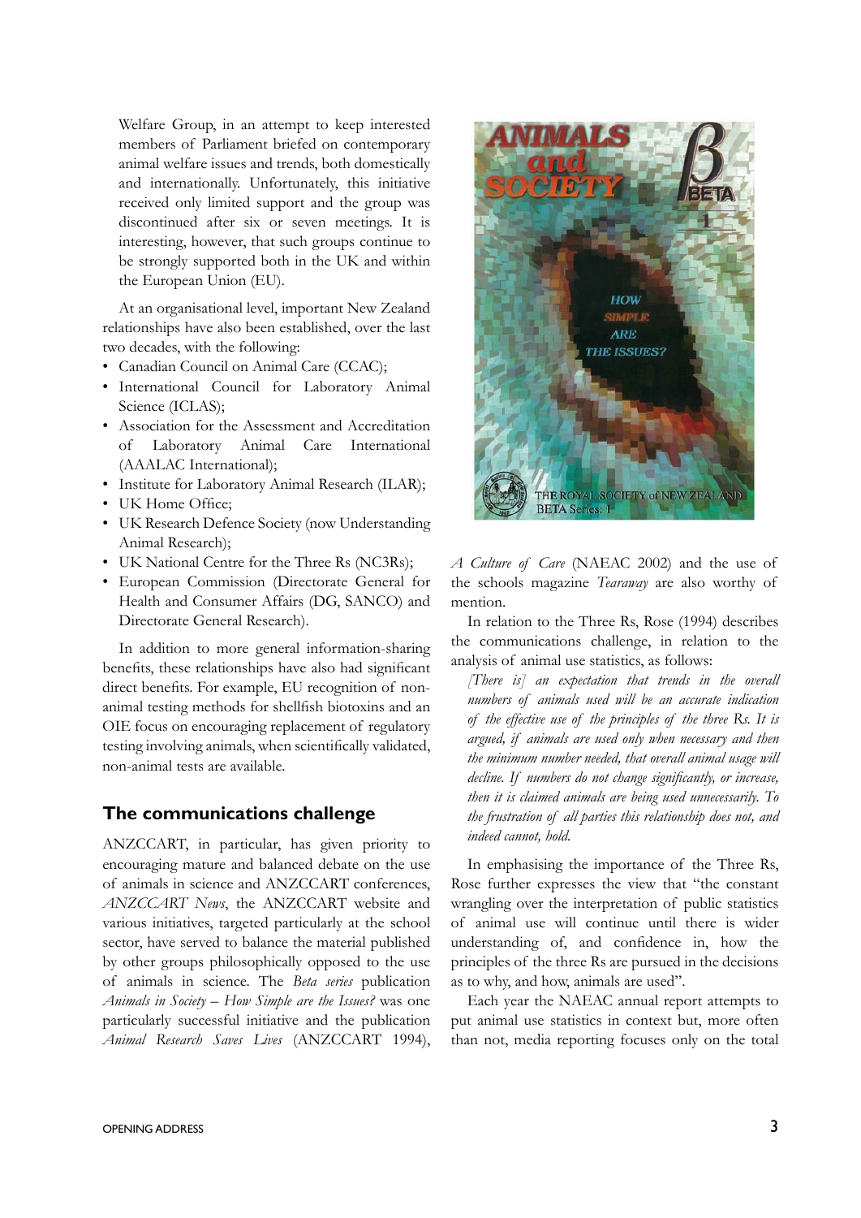Welfare Group, in an attempt to keep interested members of Parliament briefed on contemporary animal welfare issues and trends, both domestically and internationally. Unfortunately, this initiative received only limited support and the group was discontinued after six or seven meetings. It is interesting, however, that such groups continue to be strongly supported both in the UK and within the European Union (EU).

At an organisational level, important New Zealand relationships have also been established, over the last two decades, with the following:

- Canadian Council on Animal Care (CCAC);
- International Council for Laboratory Animal Science (ICLAS);
- Association for the Assessment and Accreditation of Laboratory Animal Care International (AAALAC International);
- Institute for Laboratory Animal Research (ILAR);
- UK Home Office;
- UK Research Defence Society (now Understanding Animal Research);
- UK National Centre for the Three Rs (NC3Rs);
- European Commission (Directorate General for Health and Consumer Affairs (DG, SANCO) and Directorate General Research).

In addition to more general information-sharing benefits, these relationships have also had significant direct benefits. For example, EU recognition of non-animal testing methods for shellfish biotoxins and an OIE focus on encouraging replacement of regulatory testing involving animals, when scientifically validated, non-animal tests are available.

## The communications challenge

ANZCCART, in particular, has given priority to encouraging mature and balanced debate on the use of animals in science and ANZCCART conferences, *ANZCCART News*, the ANZCCART website and various initiatives, targeted particularly at the school sector, have served to balance the material published by other groups philosophically opposed to the use of animals in science. The *Beta series* publication *Animals in Society – How Simple are the Issues?* was one particularly successful initiative and the publication *Animal Research Saves Lives* (ANZCCART 1994), *A Culture of Care* (NAEAC 2002) and the use of the schools magazine *Tearaway* are also worthy of mention.

In relation to the Three Rs, Rose (1994) describes the communications challenge, in relation to the analysis of animal use statistics, as follows:

> *[There is] an expectation that trends in the overall numbers of animals used will be an accurate indication of the effective use of the principles of the three Rs. It is argued, if animals are used only when necessary and then the minimum number needed, that overall animal usage will decline. If numbers do not change significantly, or increase, then it is claimed animals are being used unnecessarily. To the frustration of all parties this relationship does not, and indeed cannot, hold.*

In emphasising the importance of the Three Rs, Rose further expresses the view that "the constant wrangling over the interpretation of public statistics of animal use will continue until there is wider understanding of, and confidence in, how the principles of the three Rs are pursued in the decisions as to why, and how, animals are used".

Each year the NAEAC annual report attempts to put animal use statistics in context but, more often than not, media reporting focuses only on the total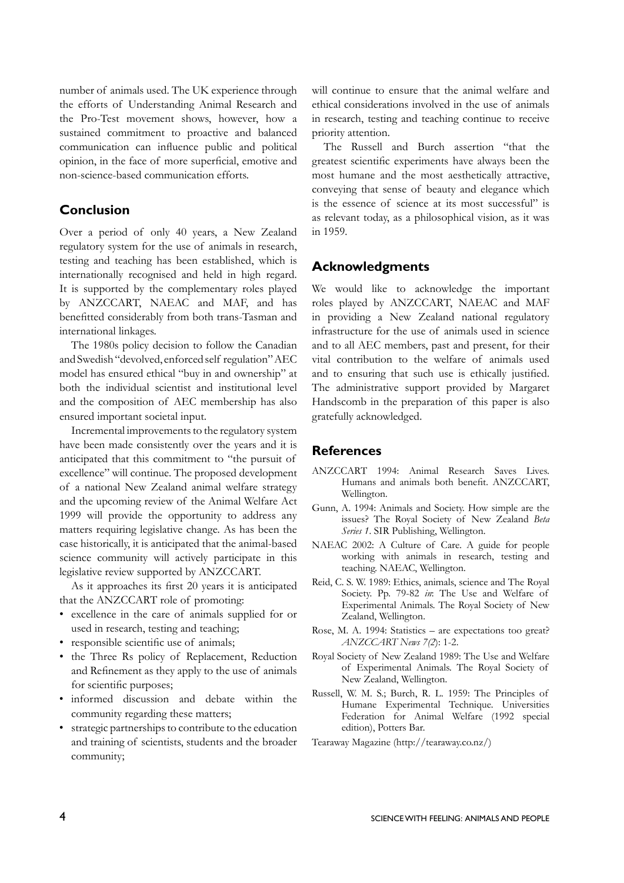number of animals used. The UK experience through the efforts of Understanding Animal Research and the Pro-Test movement shows, however, how a sustained commitment to proactive and balanced communication can influence public and political opinion, in the face of more superficial, emotive and non-science-based communication efforts.

## Conclusion

Over a period of only 40 years, a New Zealand regulatory system for the use of animals in research, testing and teaching has been established, which is internationally recognised and held in high regard. It is supported by the complementary roles played by ANZCCART, NAEAC and MAF, and has benefitted considerably from both trans-Tasman and international linkages.

The 1980s policy decision to follow the Canadian and Swedish "devolved, enforced self regulation" AEC model has ensured ethical "buy in and ownership" at both the individual scientist and institutional level and the composition of AEC membership has also ensured important societal input.

Incremental improvements to the regulatory system have been made consistently over the years and it is anticipated that this commitment to "the pursuit of excellence" will continue. The proposed development of a national New Zealand animal welfare strategy and the upcoming review of the Animal Welfare Act 1999 will provide the opportunity to address any matters requiring legislative change. As has been the case historically, it is anticipated that the animal-based science community will actively participate in this legislative review supported by ANZCCART.

As it approaches its first 20 years it is anticipated that the ANZCCART role of promoting:

- excellence in the care of animals supplied for or used in research, testing and teaching;
- responsible scientific use of animals;
- the Three Rs policy of Replacement, Reduction and Refinement as they apply to the use of animals for scientific purposes;
- informed discussion and debate within the community regarding these matters;
- strategic partnerships to contribute to the education and training of scientists, students and the broader community;

will continue to ensure that the animal welfare and ethical considerations involved in the use of animals in research, testing and teaching continue to receive priority attention.

The Russell and Burch assertion "that the greatest scientific experiments have always been the most humane and the most aesthetically attractive, conveying that sense of beauty and elegance which is the essence of science at its most successful" is as relevant today, as a philosophical vision, as it was in 1959.

## Acknowledgments

We would like to acknowledge the important roles played by ANZCCART, NAEAC and MAF in providing a New Zealand national regulatory infrastructure for the use of animals used in science and to all AEC members, past and present, for their vital contribution to the welfare of animals used and to ensuring that such use is ethically justified. The administrative support provided by Margaret Handscomb in the preparation of this paper is also gratefully acknowledged.

## References

ANZCCART 1994: Animal Research Saves Lives. Humans and animals both benefit. ANZCCART, Wellington.

Gunn, A. 1994: Animals and Society. How simple are the issues? The Royal Society of New Zealand *Beta Series 1*. SIR Publishing, Wellington.

NAEAC 2002: A Culture of Care. A guide for people working with animals in research, testing and teaching. NAEAC, Wellington.

Reid, C. S. W. 1989: Ethics, animals, science and The Royal Society. Pp. 79-82 *in*: The Use and Welfare of Experimental Animals. The Royal Society of New Zealand, Wellington.

Rose, M. A. 1994: Statistics – are expectations too great? *ANZCCART News 7(2)*: 1-2.

Royal Society of New Zealand 1989: The Use and Welfare of Experimental Animals. The Royal Society of New Zealand, Wellington.

Russell, W. M. S.; Burch, R. L. 1959: The Principles of Humane Experimental Technique. Universities Federation for Animal Welfare (1992 special edition), Potters Bar.

Tearaway Magazine (http://tearaway.co.nz/)